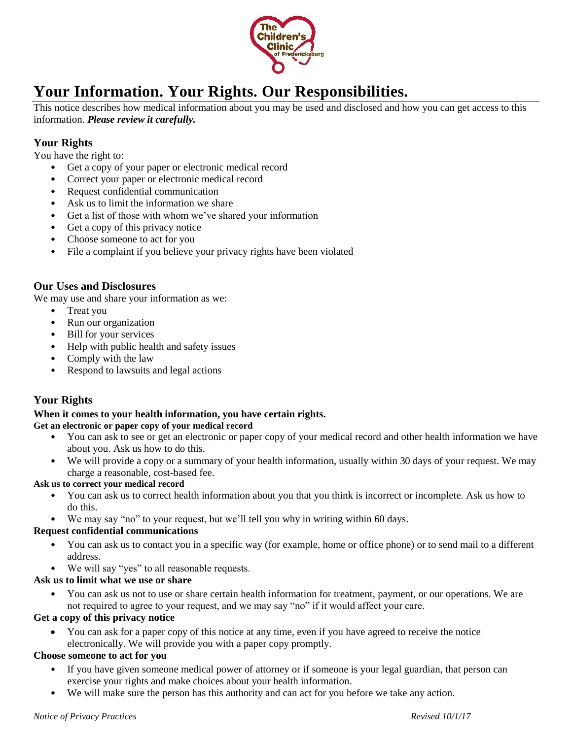# Your Information. Your Rights. Our Responsibilities.

This notice describes how medical information about you may be used and disclosed and how you can get access to this information. ***Please review it carefully.***

## Your Rights

You have the right to:

- Get a copy of your paper or electronic medical record
- Correct your paper or electronic medical record
- Request confidential communication
- Ask us to limit the information we share
- Get a list of those with whom we've shared your information
- Get a copy of this privacy notice
- Choose someone to act for you
- File a complaint if you believe your privacy rights have been violated

## Our Uses and Disclosures

We may use and share your information as we:

- Treat you
- Run our organization
- Bill for your services
- Help with public health and safety issues
- Comply with the law
- Respond to lawsuits and legal actions

## Your Rights

**When it comes to your health information, you have certain rights.**

**Get an electronic or paper copy of your medical record**

- You can ask to see or get an electronic or paper copy of your medical record and other health information we have about you. Ask us how to do this.
- We will provide a copy or a summary of your health information, usually within 30 days of your request. We may charge a reasonable, cost-based fee.

**Ask us to correct your medical record**

- You can ask us to correct health information about you that you think is incorrect or incomplete. Ask us how to do this.
- We may say "no" to your request, but we'll tell you why in writing within 60 days.

**Request confidential communications**

- You can ask us to contact you in a specific way (for example, home or office phone) or to send mail to a different address.
- We will say "yes" to all reasonable requests.

**Ask us to limit what we use or share**

- You can ask us not to use or share certain health information for treatment, payment, or our operations. We are not required to agree to your request, and we may say "no" if it would affect your care.

**Get a copy of this privacy notice**

- You can ask for a paper copy of this notice at any time, even if you have agreed to receive the notice electronically. We will provide you with a paper copy promptly.

**Choose someone to act for you**

- If you have given someone medical power of attorney or if someone is your legal guardian, that person can exercise your rights and make choices about your health information.
- We will make sure the person has this authority and can act for you before we take any action.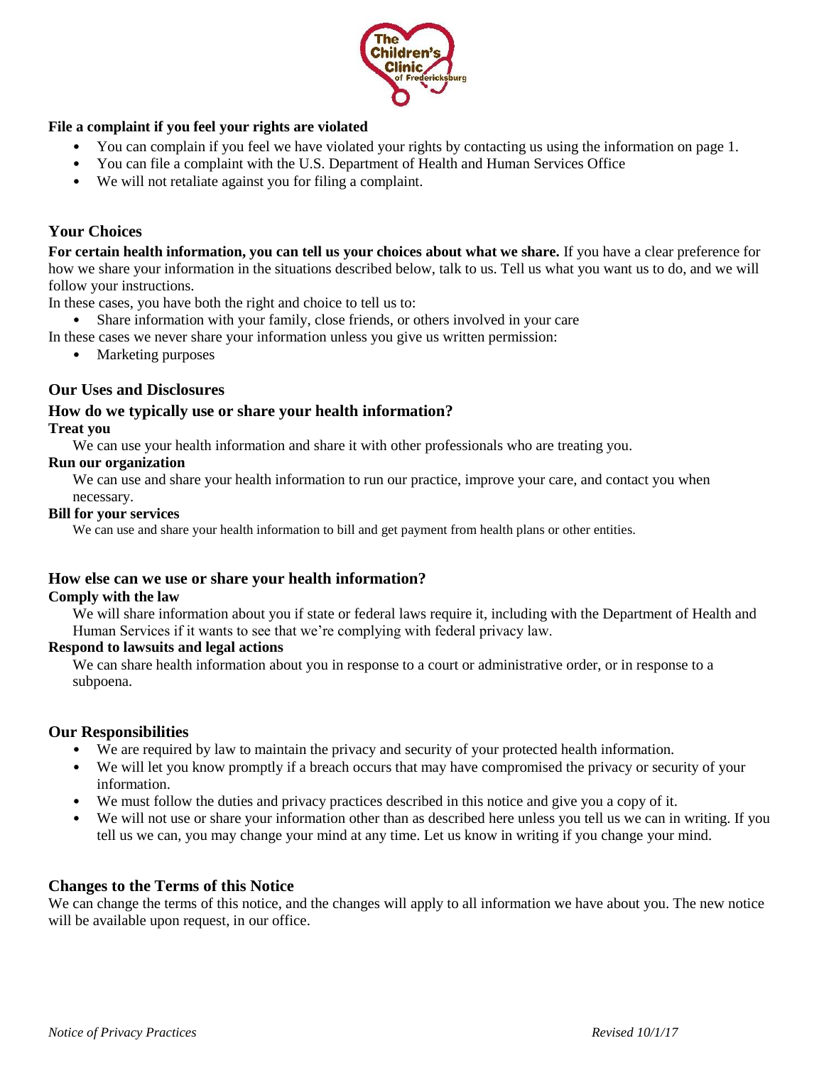**File a complaint if you feel your rights are violated**

- You can complain if you feel we have violated your rights by contacting us using the information on page 1.
- You can file a complaint with the U.S. Department of Health and Human Services Office
- We will not retaliate against you for filing a complaint.

## Your Choices

**For certain health information, you can tell us your choices about what we share.** If you have a clear preference for how we share your information in the situations described below, talk to us. Tell us what you want us to do, and we will follow your instructions.

In these cases, you have both the right and choice to tell us to:

- Share information with your family, close friends, or others involved in your care

In these cases we never share your information unless you give us written permission:

- Marketing purposes

## Our Uses and Disclosures

### How do we typically use or share your health information?

**Treat you**

We can use your health information and share it with other professionals who are treating you.

**Run our organization**

We can use and share your health information to run our practice, improve your care, and contact you when necessary.

**Bill for your services**

We can use and share your health information to bill and get payment from health plans or other entities.

### How else can we use or share your health information?

**Comply with the law**

We will share information about you if state or federal laws require it, including with the Department of Health and Human Services if it wants to see that we're complying with federal privacy law.

**Respond to lawsuits and legal actions**

We can share health information about you in response to a court or administrative order, or in response to a subpoena.

## Our Responsibilities

- We are required by law to maintain the privacy and security of your protected health information.
- We will let you know promptly if a breach occurs that may have compromised the privacy or security of your information.
- We must follow the duties and privacy practices described in this notice and give you a copy of it.
- We will not use or share your information other than as described here unless you tell us we can in writing. If you tell us we can, you may change your mind at any time. Let us know in writing if you change your mind.

## Changes to the Terms of this Notice

We can change the terms of this notice, and the changes will apply to all information we have about you. The new notice will be available upon request, in our office.